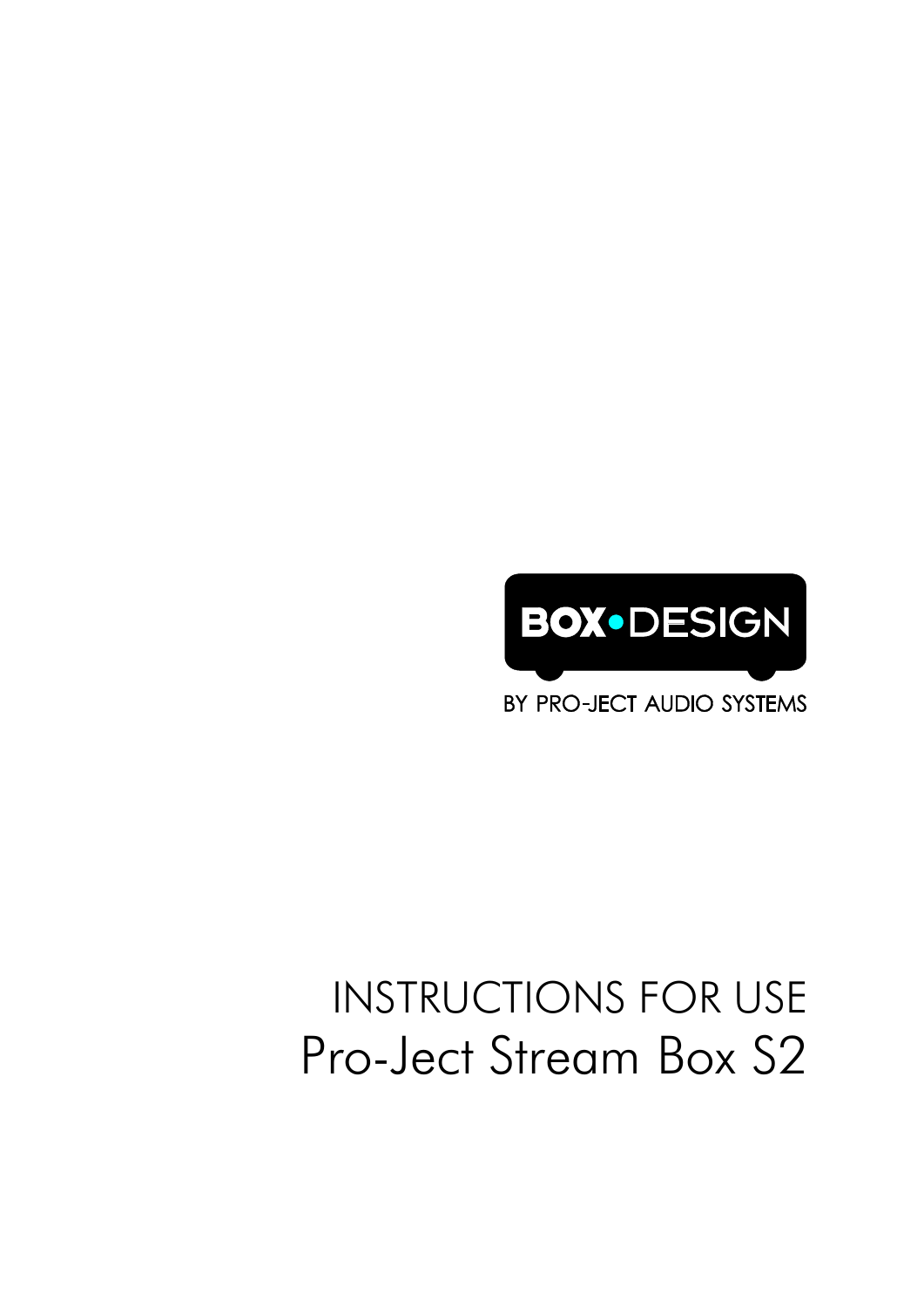BOX•DESIGN

BY PRO-JECT AUDIO SYSTEMS

# INSTRUCTIONS FOR USE

# Pro-Ject Stream Box S2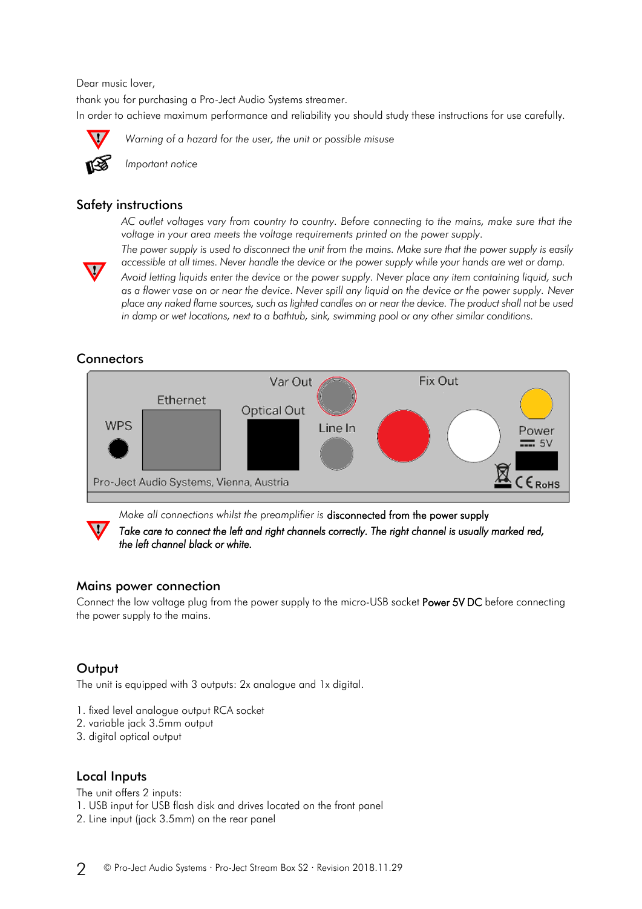Dear music lover,

thank you for purchasing a Pro-Ject Audio Systems streamer.

In order to achieve maximum performance and reliability you should study these instructions for use carefully.

*Warning of a hazard for the user, the unit or possible misuse*

*Important notice*

## Safety instructions

*AC outlet voltages vary from country to country. Before connecting to the mains, make sure that the voltage in your area meets the voltage requirements printed on the power supply.*

*The power supply is used to disconnect the unit from the mains. Make sure that the power supply is easily accessible at all times. Never handle the device or the power supply while your hands are wet or damp.*

*Avoid letting liquids enter the device or the power supply. Never place any item containing liquid, such as a flower vase on or near the device. Never spill any liquid on the device or the power supply. Never place any naked flame sources, such as lighted candles on or near the device. The product shall not be used in damp or wet locations, next to a bathtub, sink, swimming pool or any other similar conditions.*

## Connectors

WPS · Ethernet · Optical Out · Var Out · Line In · Fix Out · Power 5V

Pro-Ject Audio Systems, Vienna, Austria

*Make all connections whilst the preamplifier is* disconnected from the power supply

*Take care to connect the left and right channels correctly. The right channel is usually marked red, the left channel black or white.*

## Mains power connection

Connect the low voltage plug from the power supply to the micro-USB socket **Power 5V DC** before connecting the power supply to the mains.

## Output

The unit is equipped with 3 outputs: 2x analogue and 1x digital.

1. fixed level analogue output RCA socket
2. variable jack 3.5mm output
3. digital optical output

## Local Inputs

The unit offers 2 inputs:

1. USB input for USB flash disk and drives located on the front panel
2. Line input (jack 3.5mm) on the rear panel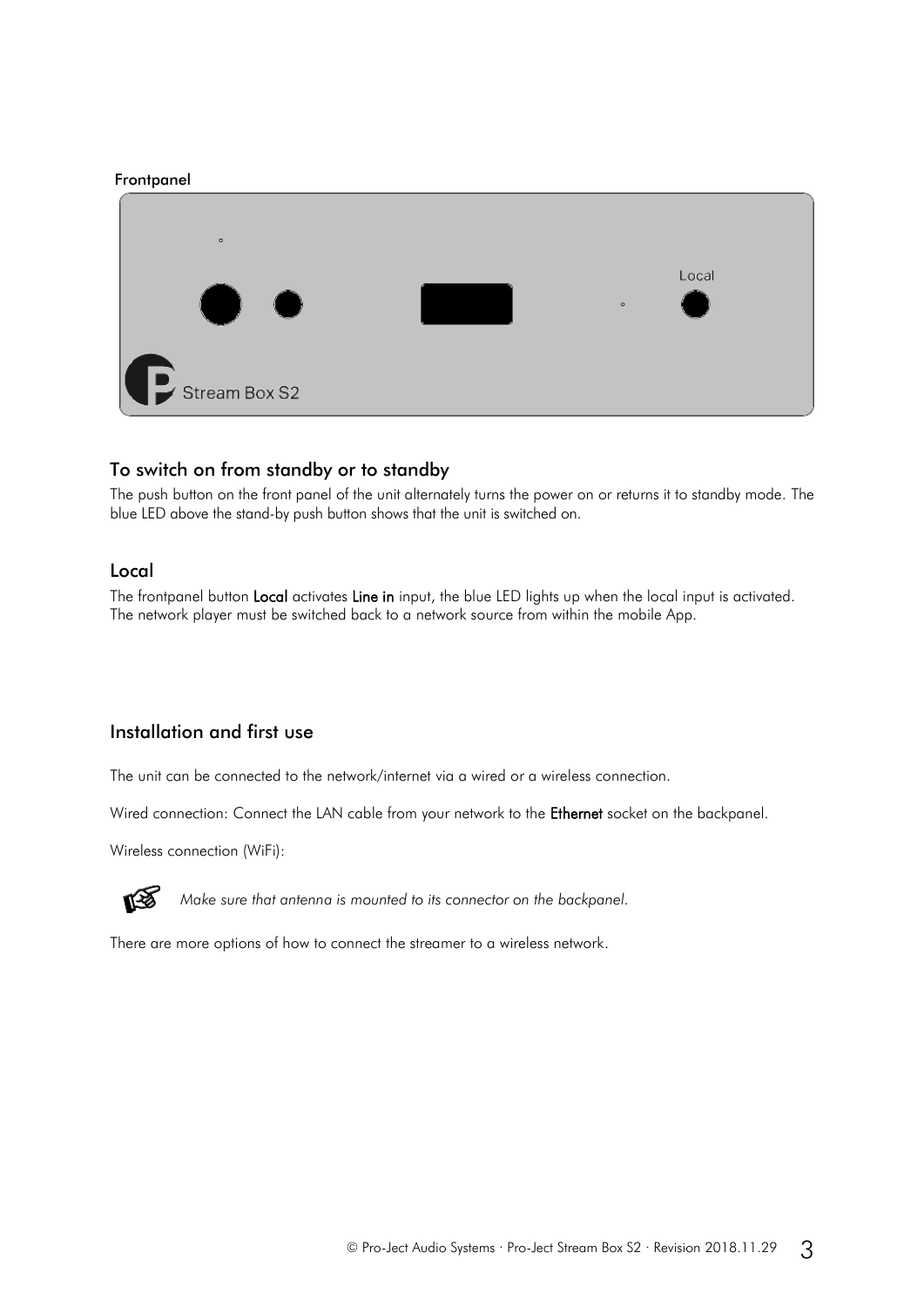Frontpanel

Local

Stream Box S2

## To switch on from standby or to standby

The push button on the front panel of the unit alternately turns the power on or returns it to standby mode. The blue LED above the stand-by push button shows that the unit is switched on.

## Local

The frontpanel button **Local** activates **Line in** input, the blue LED lights up when the local input is activated. The network player must be switched back to a network source from within the mobile App.

## Installation and first use

The unit can be connected to the network/internet via a wired or a wireless connection.

Wired connection: Connect the LAN cable from your network to the **Ethernet** socket on the backpanel.

Wireless connection (WiFi):

*Make sure that antenna is mounted to its connector on the backpanel.*

There are more options of how to connect the streamer to a wireless network.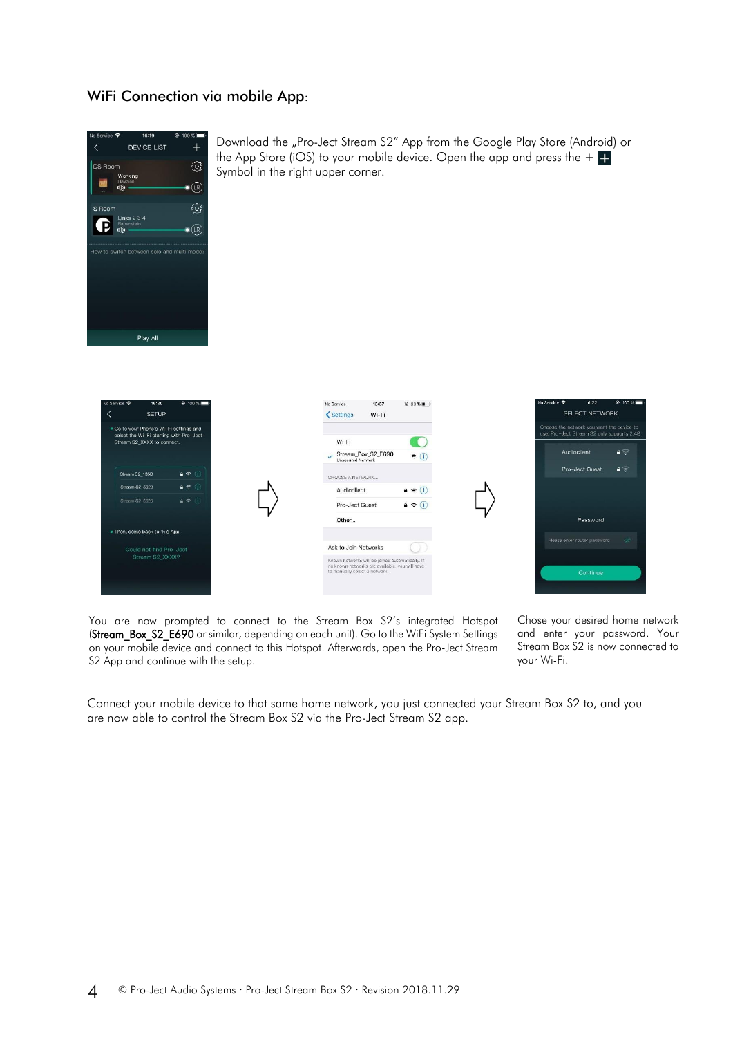## WiFi Connection via mobile App:

Download the „Pro-Ject Stream S2" App from the Google Play Store (Android) or the App Store (iOS) to your mobile device. Open the app and press the + Symbol in the right upper corner.

You are now prompted to connect to the Stream Box S2's integrated Hotspot (**Stream_Box_S2_E690** or similar, depending on each unit). Go to the WiFi System Settings on your mobile device and connect to this Hotspot. Afterwards, open the Pro-Ject Stream S2 App and continue with the setup.

Chose your desired home network and enter your password. Your Stream Box S2 is now connected to your Wi-Fi.

Connect your mobile device to that same home network, you just connected your Stream Box S2 to, and you are now able to control the Stream Box S2 via the Pro-Ject Stream S2 app.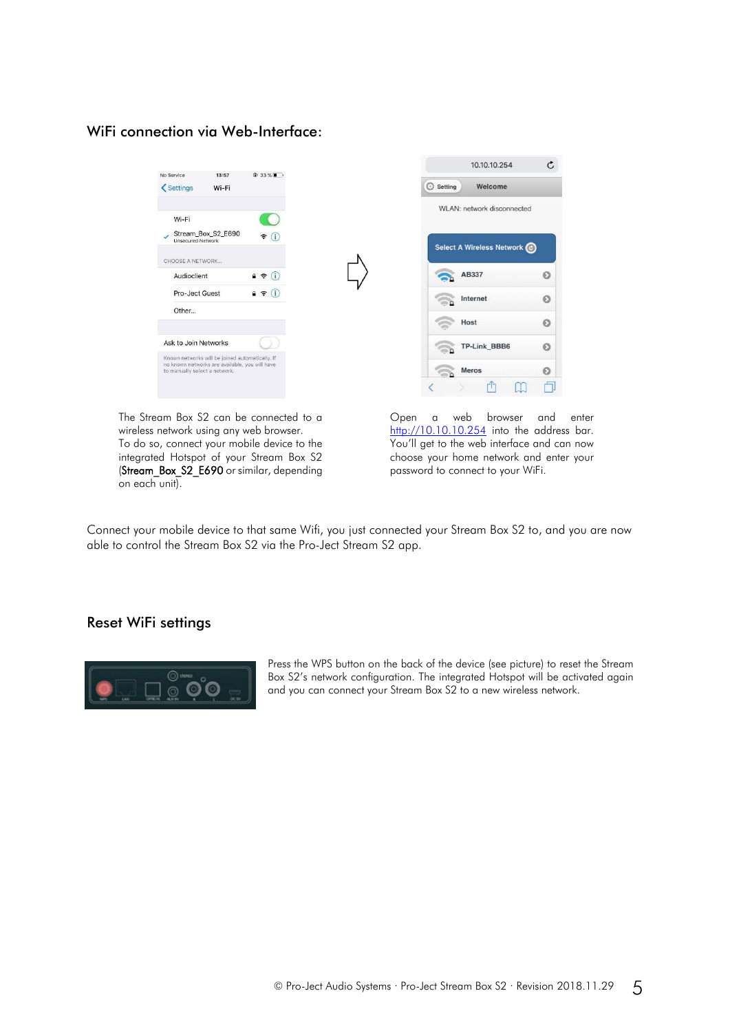## WiFi connection via Web-Interface:

The Stream Box S2 can be connected to a wireless network using any web browser.
To do so, connect your mobile device to the integrated Hotspot of your Stream Box S2 (**Stream_Box_S2_E690** or similar, depending on each unit).

Open a web browser and enter http://10.10.10.254 into the address bar. You'll get to the web interface and can now choose your home network and enter your password to connect to your WiFi.

Connect your mobile device to that same Wifi, you just connected your Stream Box S2 to, and you are now able to control the Stream Box S2 via the Pro-Ject Stream S2 app.

## Reset WiFi settings

Press the WPS button on the back of the device (see picture) to reset the Stream Box S2's network configuration. The integrated Hotspot will be activated again and you can connect your Stream Box S2 to a new wireless network.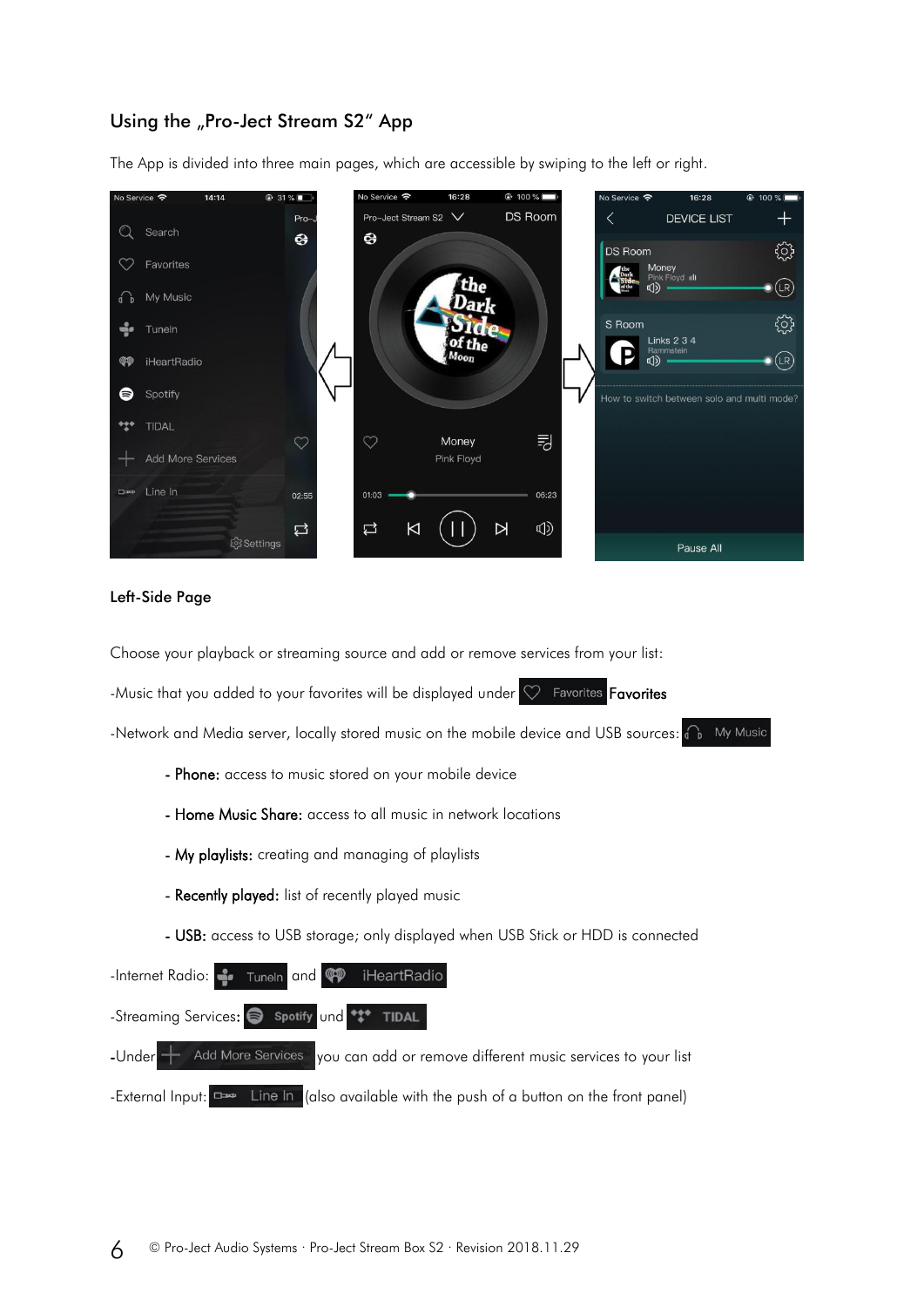## Using the „Pro-Ject Stream S2" App

The App is divided into three main pages, which are accessible by swiping to the left or right.

### Left-Side Page

Choose your playback or streaming source and add or remove services from your list:

-Music that you added to your favorites will be displayed under Favorites **Favorites**

-Network and Media server, locally stored music on the mobile device and USB sources: My Music

- **Phone:** access to music stored on your mobile device
- **Home Music Share:** access to all music in network locations
- **My playlists:** creating and managing of playlists
- **Recently played:** list of recently played music
- **USB:** access to USB storage; only displayed when USB Stick or HDD is connected

-Internet Radio: TuneIn and iHeartRadio

-Streaming Services: Spotify und TIDAL

-Under Add More Services you can add or remove different music services to your list

-External Input: Line In (also available with the push of a button on the front panel)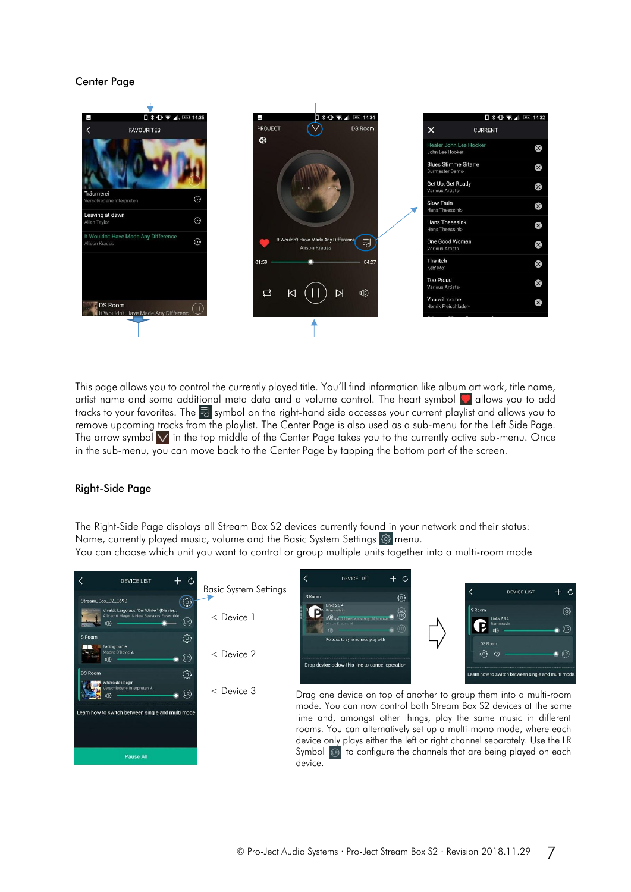## Center Page

This page allows you to control the currently played title. You'll find information like album art work, title name, artist name and some additional meta data and a volume control. The heart symbol allows you to add tracks to your favorites. The symbol on the right-hand side accesses your current playlist and allows you to remove upcoming tracks from the playlist. The Center Page is also used as a sub-menu for the Left Side Page. The arrow symbol in the top middle of the Center Page takes you to the currently active sub-menu. Once in the sub-menu, you can move back to the Center Page by tapping the bottom part of the screen.

## Right-Side Page

The Right-Side Page displays all Stream Box S2 devices currently found in your network and their status: Name, currently played music, volume and the Basic System Settings menu.
You can choose which unit you want to control or group multiple units together into a multi-room mode

Basic System Settings

< Device 1

< Device 2

< Device 3

Drag one device on top of another to group them into a multi-room mode. You can now control both Stream Box S2 devices at the same time and, amongst other things, play the same music in different rooms. You can alternatively set up a multi-mono mode, where each device only plays either the left or right channel separately. Use the LR Symbol to configure the channels that are being played on each device.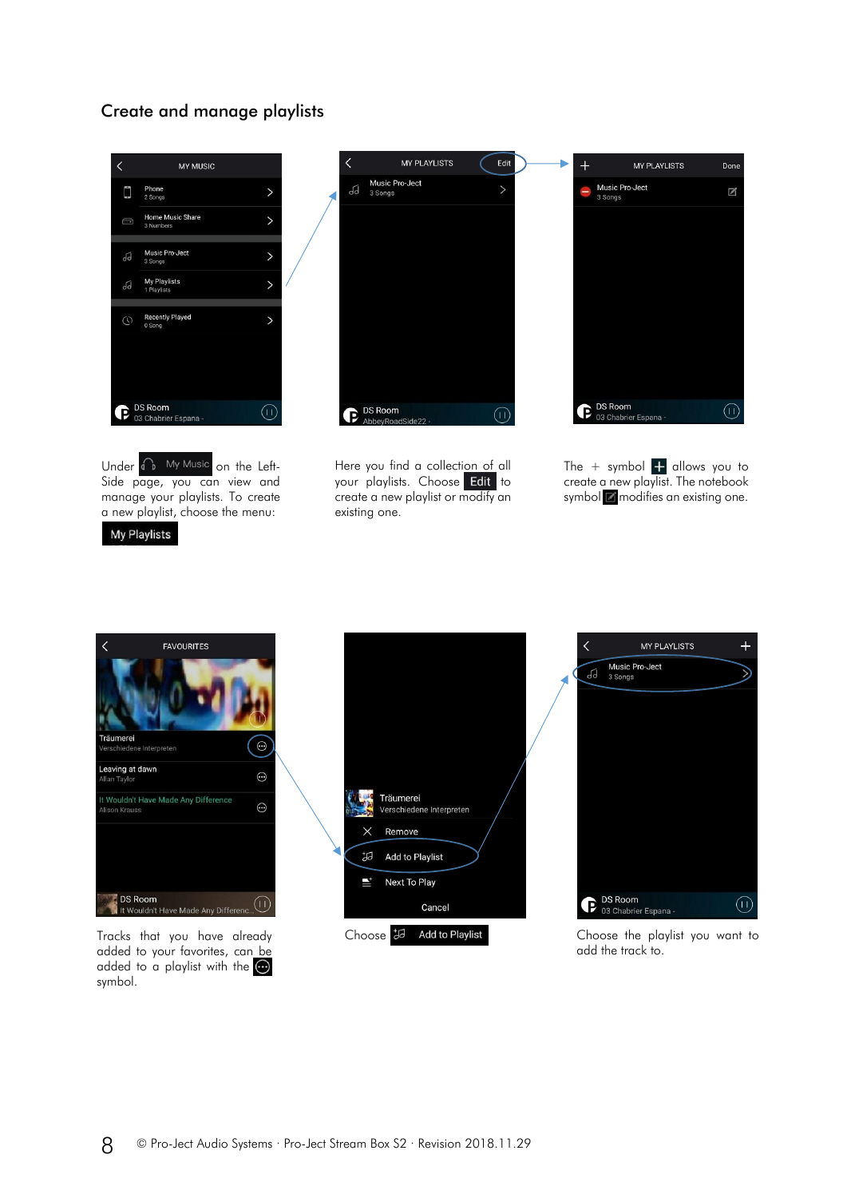## Create and manage playlists

Under My Music on the Left-Side page, you can view and manage your playlists. To create a new playlist, choose the menu: **My Playlists**

Here you find a collection of all your playlists. Choose **Edit** to create a new playlist or modify an existing one.

The + symbol allows you to create a new playlist. The notebook symbol modifies an existing one.

Tracks that you have already added to your favorites, can be added to a playlist with the symbol.

Choose **Add to Playlist**

Choose the playlist you want to add the track to.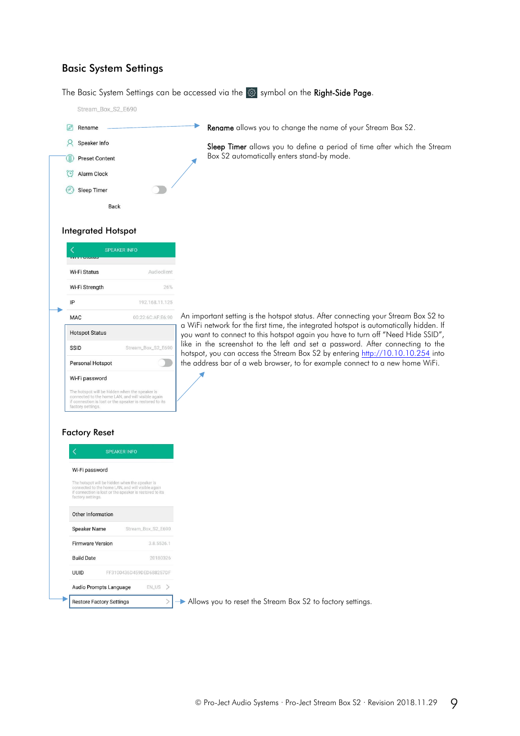## Basic System Settings

The Basic System Settings can be accessed via the ⚙ symbol on the **Right-Side Page**.

Stream_Box_S2_E690

- Rename
- Speaker Info
- Preset Content
- Alarm Clock
- Sleep Timer

Back

**Rename** allows you to change the name of your Stream Box S2.

**Sleep Timer** allows you to define a period of time after which the Stream Box S2 automatically enters stand-by mode.

## Integrated Hotspot

SPEAKER INFO

| | |
|---|---|
| Wi-Fi Status | Audioclient |
| Wi-Fi Strength | 26% |
| IP | 192.168.11.125 |
| MAC | 00:22:6C:AF:E6:90 |
| Hotspot Status | |
| SSID | Stream_Box_S2_E690 |
| Personal Hotspot | |
| Wi-Fi password | |

The hotspot will be hidden when the speaker is connected to the home LAN, and will visible again if connection is lost or the speaker is restored to its factory settings.

An important setting is the hotspot status. After connecting your Stream Box S2 to a WiFi network for the first time, the integrated hotspot is automatically hidden. If you want to connect to this hotspot again you have to turn off "Need Hide SSID", like in the screenshot to the left and set a password. After connecting to the hotspot, you can access the Stream Box S2 by entering http://10.10.10.254 into the address bar of a web browser, to for example connect to a new home WiFi.

## Factory Reset

SPEAKER INFO

Wi-Fi password

The hotspot will be hidden when the speaker is connected to the home LAN, and will visible again if connection is lost or the speaker is restored to its factory settings.

| Other Information | |
|---|---|
| Speaker Name | Stream_Box_S2_E690 |
| Firmware Version | 3.8.5526.1 |
| Build Date | 20180326 |
| UUID | FF3100436D459DED688257DF |
| Audio Prompts Language | EN_US |
| Restore Factory Settings | |

Allows you to reset the Stream Box S2 to factory settings.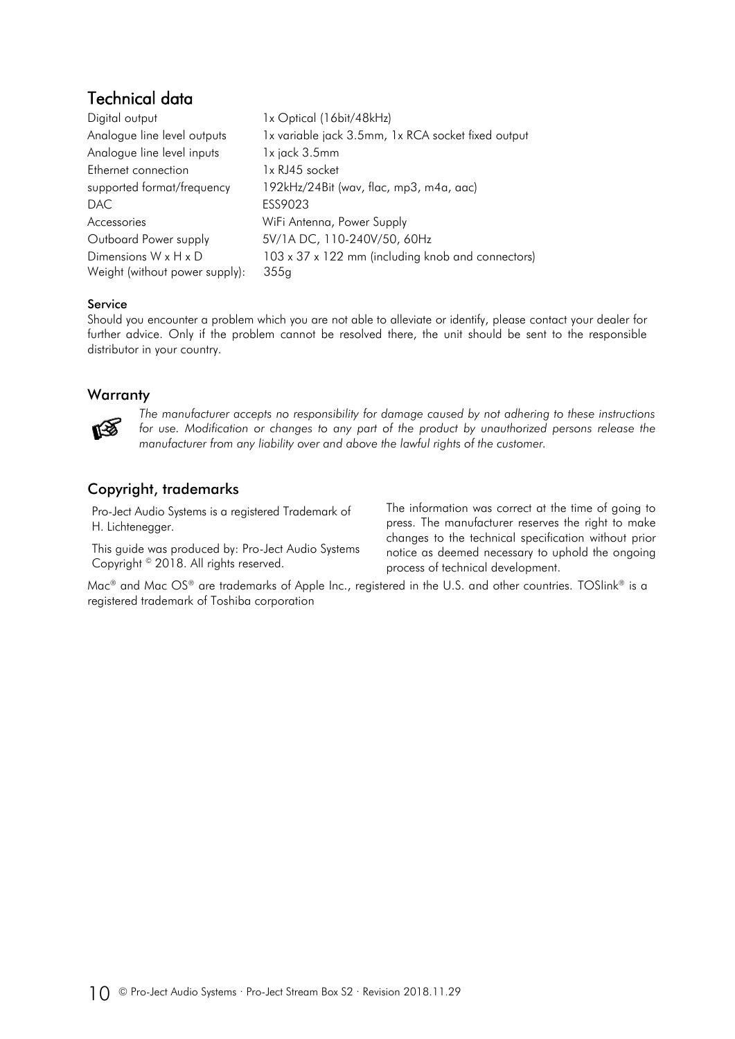## Technical data

| | |
|---|---|
| Digital output | 1x Optical (16bit/48kHz) |
| Analogue line level outputs | 1x variable jack 3.5mm, 1x RCA socket fixed output |
| Analogue line level inputs | 1x jack 3.5mm |
| Ethernet connection | 1x RJ45 socket |
| supported format/frequency | 192kHz/24Bit (wav, flac, mp3, m4a, aac) |
| DAC | ESS9023 |
| Accessories | WiFi Antenna, Power Supply |
| Outboard Power supply | 5V/1A DC, 110-240V/50, 60Hz |
| Dimensions W x H x D | 103 x 37 x 122 mm (including knob and connectors) |
| Weight (without power supply): | 355g |

**Service**

Should you encounter a problem which you are not able to alleviate or identify, please contact your dealer for further advice. Only if the problem cannot be resolved there, the unit should be sent to the responsible distributor in your country.

### Warranty

*The manufacturer accepts no responsibility for damage caused by not adhering to these instructions for use. Modification or changes to any part of the product by unauthorized persons release the manufacturer from any liability over and above the lawful rights of the customer.*

### Copyright, trademarks

Pro-Ject Audio Systems is a registered Trademark of H. Lichtenegger.

This guide was produced by: Pro-Ject Audio Systems Copyright © 2018. All rights reserved.

The information was correct at the time of going to press. The manufacturer reserves the right to make changes to the technical specification without prior notice as deemed necessary to uphold the ongoing process of technical development.

Mac® and Mac OS® are trademarks of Apple Inc., registered in the U.S. and other countries. TOSlink® is a registered trademark of Toshiba corporation